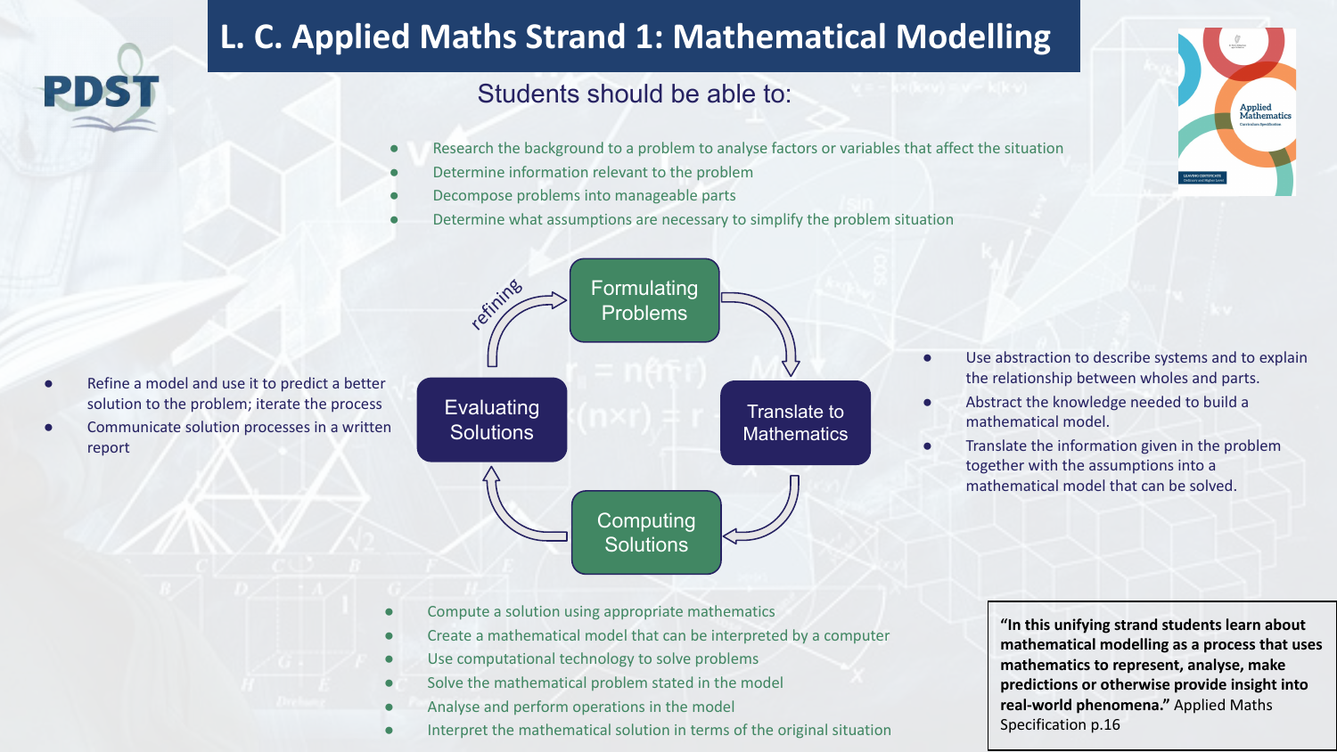# L. C. Applied Maths Strand 1: Mathematical Modelling

## Students should be able to:

### Formulating Problems

- Research the background to a problem to analyse factors or variables that affect the situation
- Determine information relevant to the problem
- Decompose problems into manageable parts
- Determine what assumptions are necessary to simplify the problem situation

### Translate to Mathematics

- Use abstraction to describe systems and to explain the relationship between wholes and parts.
- Abstract the knowledge needed to build a mathematical model.
- Translate the information given in the problem together with the assumptions into a mathematical model that can be solved.

### Computing Solutions

- Compute a solution using appropriate mathematics
- Create a mathematical model that can be interpreted by a computer
- Use computational technology to solve problems
- Solve the mathematical problem stated in the model
- Analyse and perform operations in the model
- Interpret the mathematical solution in terms of the original situation

### Evaluating Solutions

- Refine a model and use it to predict a better solution to the problem; iterate the process
- Communicate solution processes in a written report

Formulating Problems → Translate to Mathematics → Computing Solutions → Evaluating Solutions → (refining) → Formulating Problems

**"In this unifying strand students learn about mathematical modelling as a process that uses mathematics to represent, analyse, make predictions or otherwise provide insight into real-world phenomena."** Applied Maths Specification p.16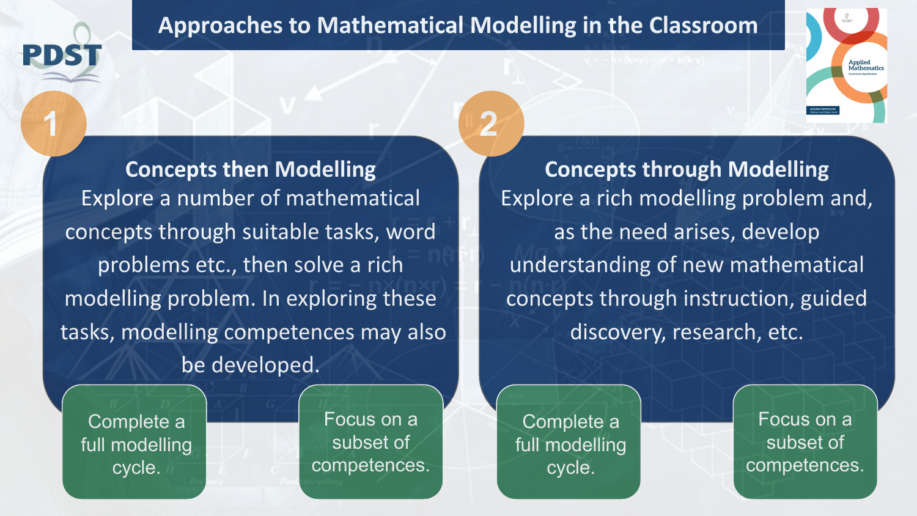# Approaches to Mathematical Modelling in the Classroom

## 1 Concepts then Modelling

Explore a number of mathematical concepts through suitable tasks, word problems etc., then solve a rich modelling problem. In exploring these tasks, modelling competences may also be developed.

- Complete a full modelling cycle.
- Focus on a subset of competences.

## 2 Concepts through Modelling

Explore a rich modelling problem and, as the need arises, develop understanding of new mathematical concepts through instruction, guided discovery, research, etc.

- Complete a full modelling cycle.
- Focus on a subset of competences.